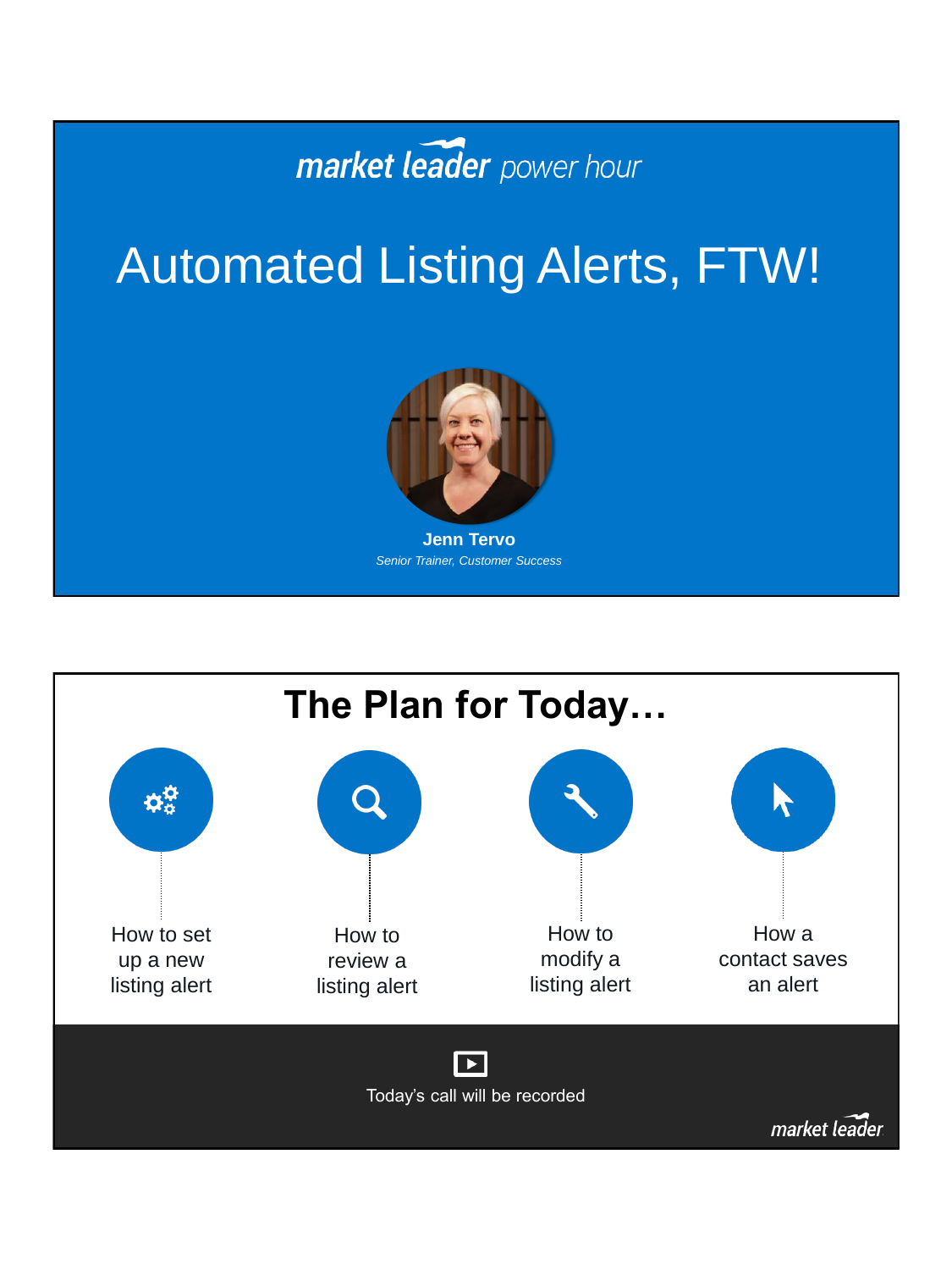market leader power hour

# Automated Listing Alerts, FTW!

**Jenn Tervo**

*Senior Trainer, Customer Success*

## The Plan for Today…

- How to set up a new listing alert
- How to review a listing alert
- How to modify a listing alert
- How a contact saves an alert

Today's call will be recorded

market leader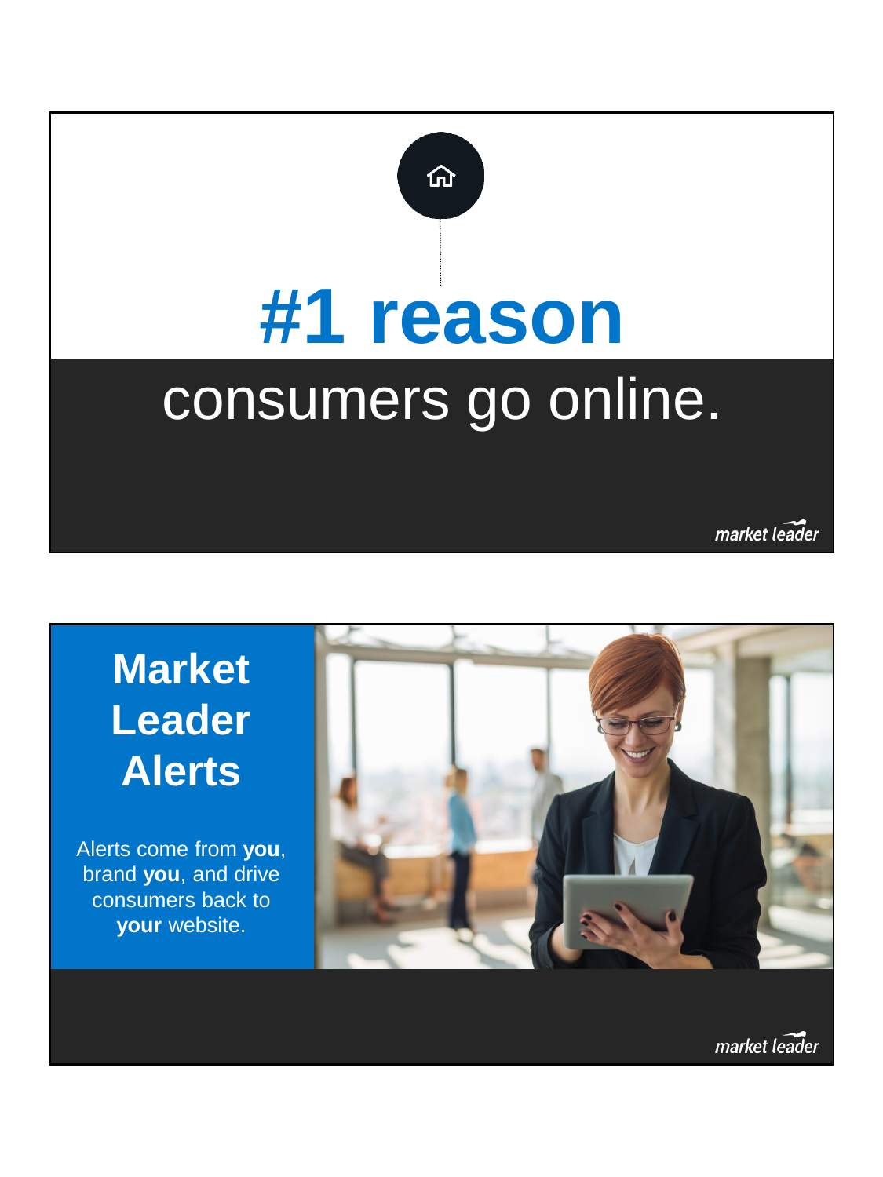# #1 reason

consumers go online.

market leader

## Market Leader Alerts

Alerts come from **you**, brand **you**, and drive consumers back to **your** website.

market leader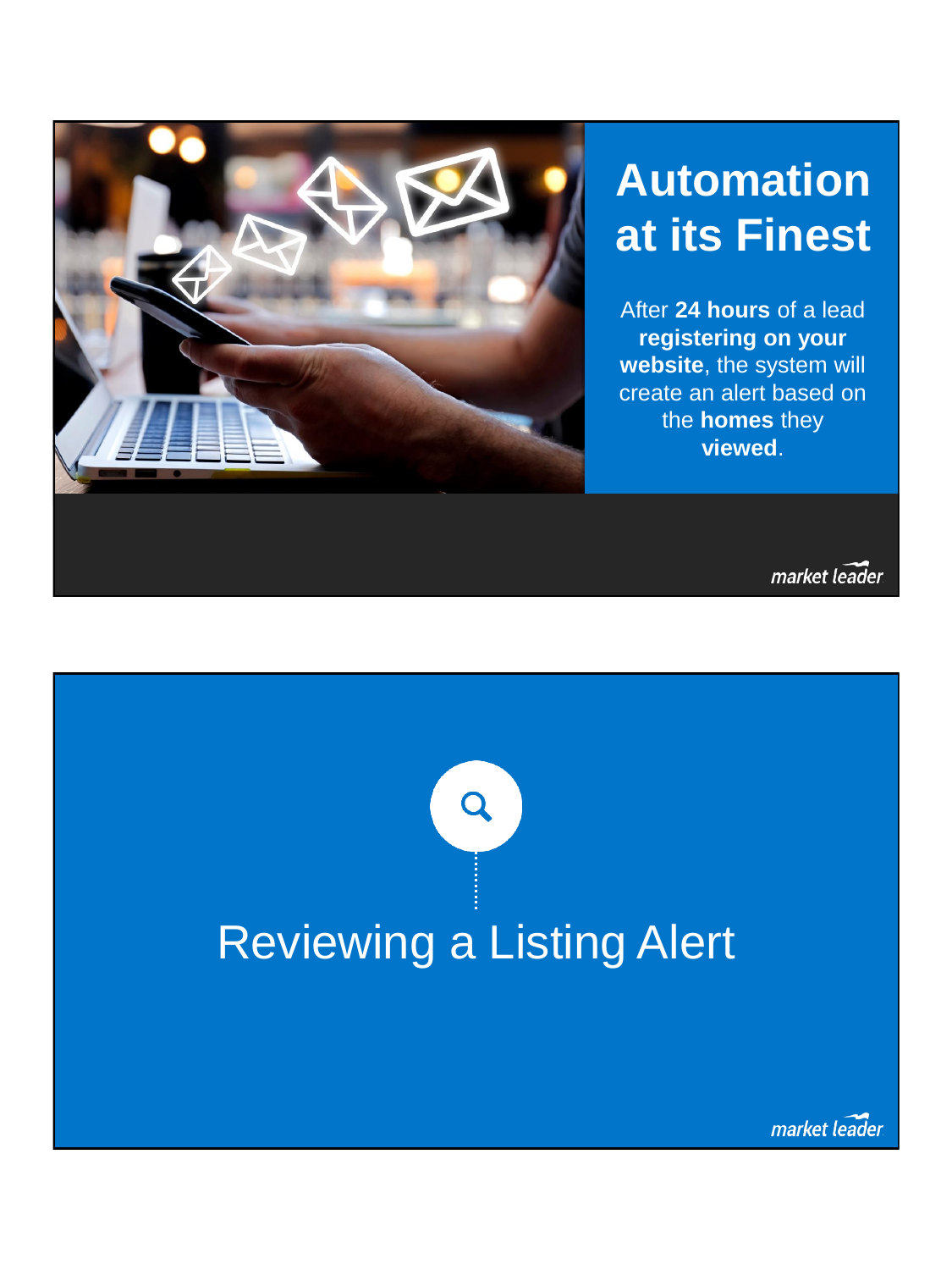# Automation at its Finest

After **24 hours** of a lead **registering on your website**, the system will create an alert based on the **homes** they **viewed**.

market leader

# Reviewing a Listing Alert

market leader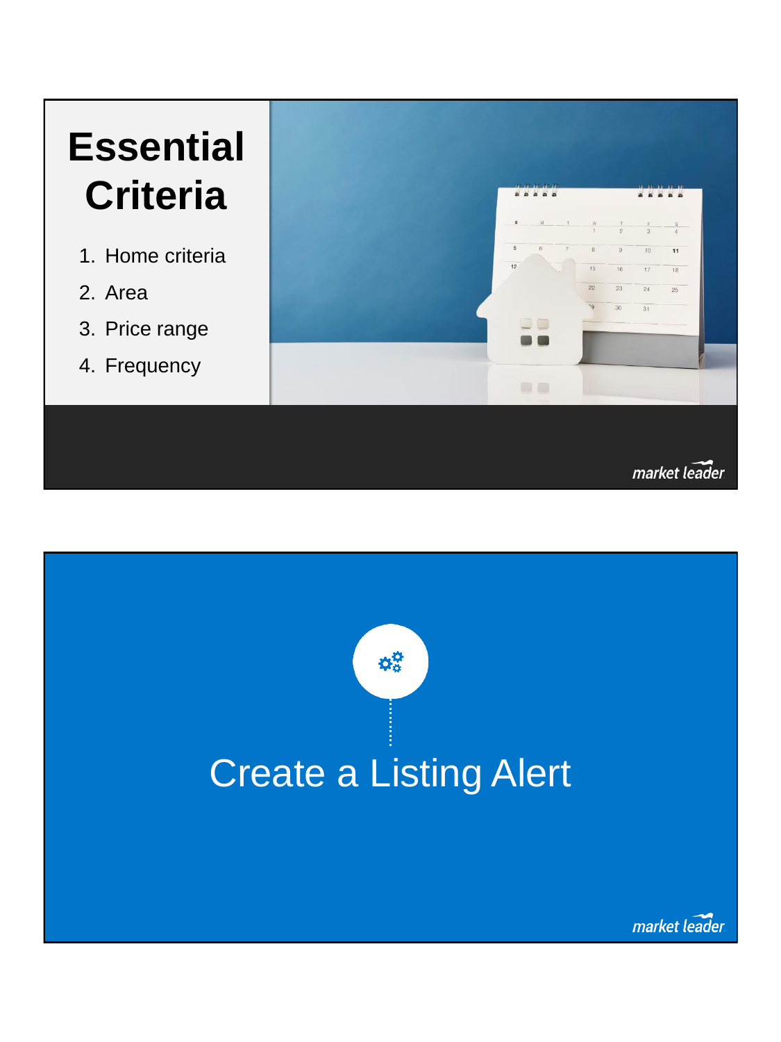# Essential Criteria

1. Home criteria
2. Area
3. Price range
4. Frequency

market leader

# Create a Listing Alert

market leader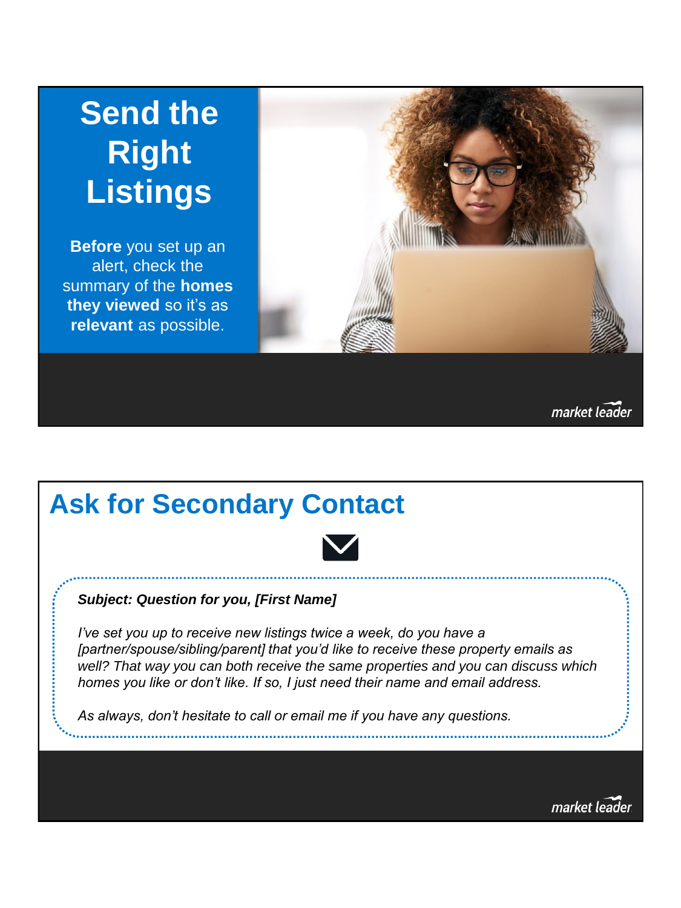# Send the Right Listings

**Before** you set up an alert, check the summary of the **homes they viewed** so it's as **relevant** as possible.

market leader

## Ask for Secondary Contact

***Subject: Question for you, [First Name]***

*I've set you up to receive new listings twice a week, do you have a [partner/spouse/sibling/parent] that you'd like to receive these property emails as well? That way you can both receive the same properties and you can discuss which homes you like or don't like. If so, I just need their name and email address.*

*As always, don't hesitate to call or email me if you have any questions.*

market leader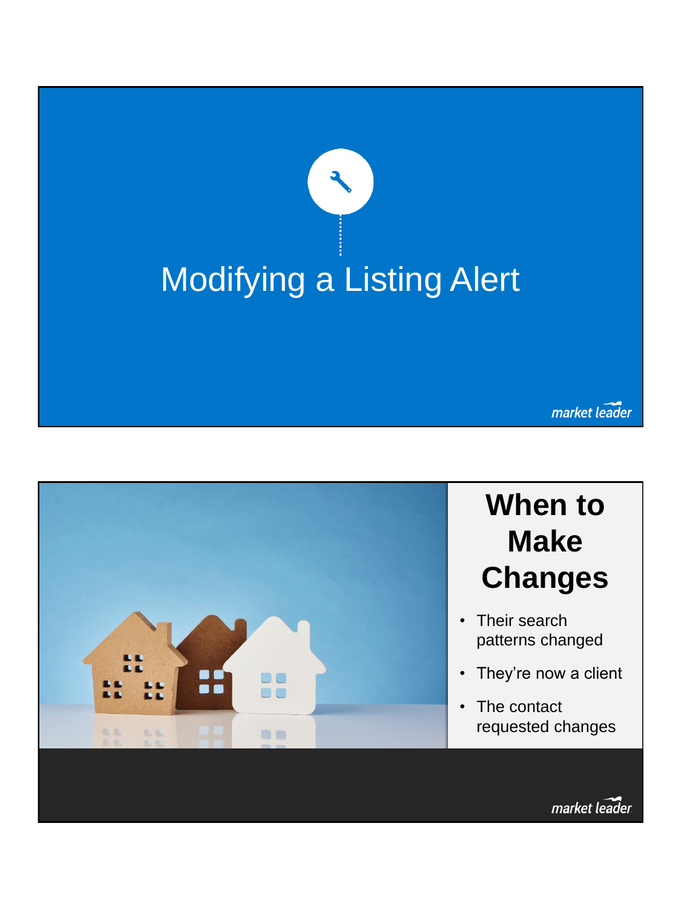# Modifying a Listing Alert

## When to Make Changes

- Their search patterns changed
- They're now a client
- The contact requested changes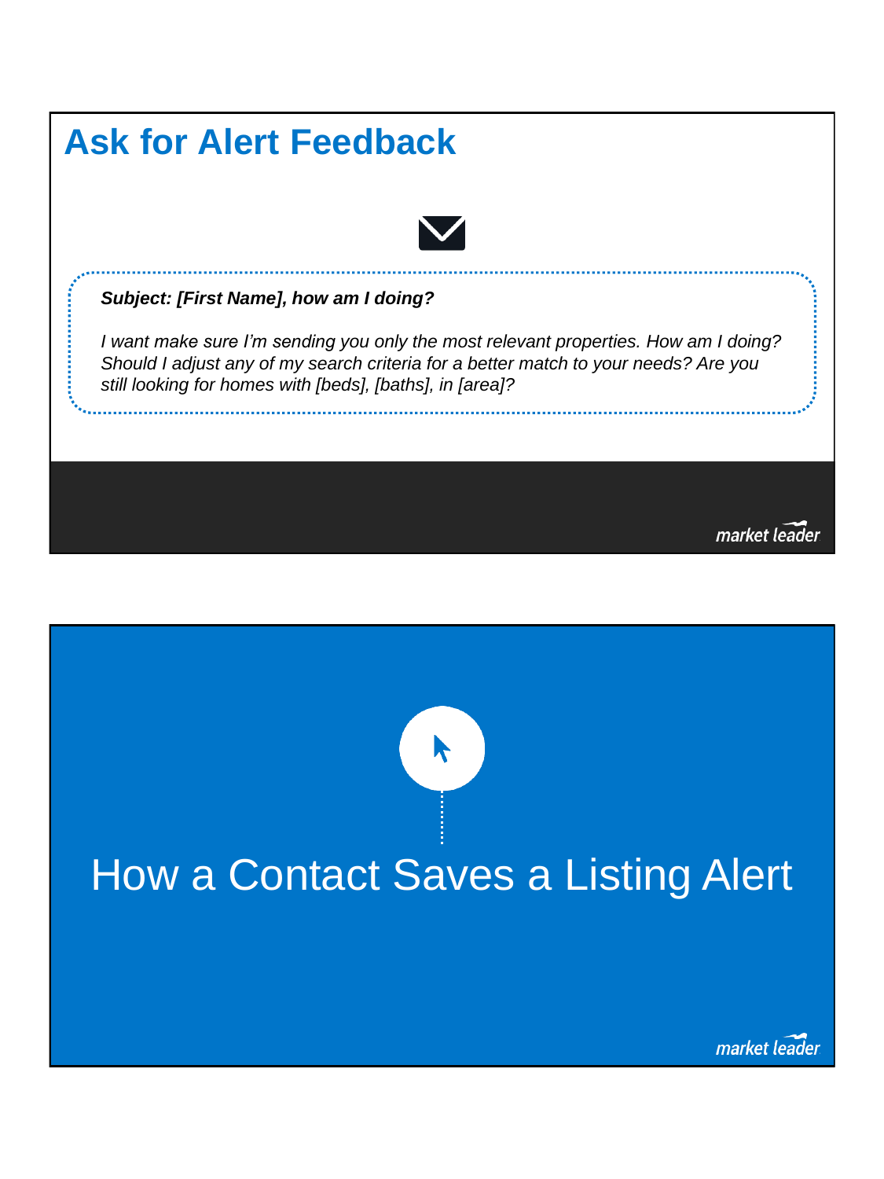## Ask for Alert Feedback

***Subject: [First Name], how am I doing?***

*I want make sure I'm sending you only the most relevant properties. How am I doing? Should I adjust any of my search criteria for a better match to your needs? Are you still looking for homes with [beds], [baths], in [area]?*

market leader

## How a Contact Saves a Listing Alert

market leader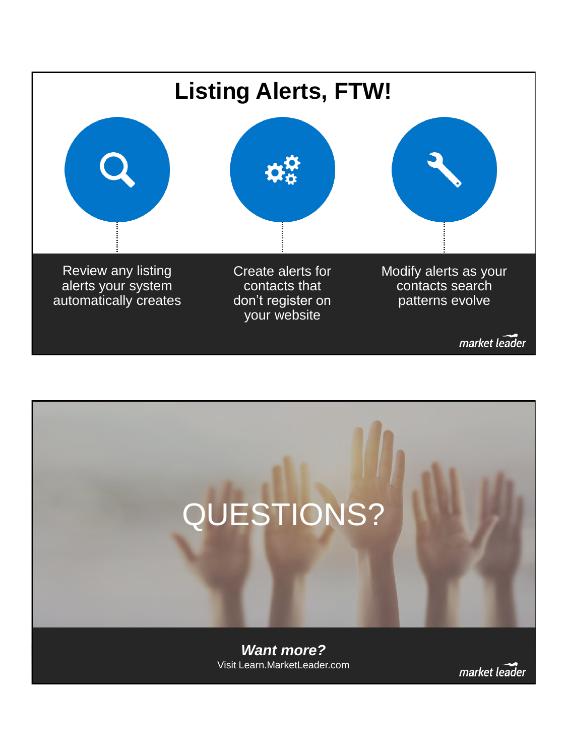# Listing Alerts, FTW!

Review any listing alerts your system automatically creates

Create alerts for contacts that don't register on your website

Modify alerts as your contacts search patterns evolve

# QUESTIONS?

***Want more?***

Visit Learn.MarketLeader.com